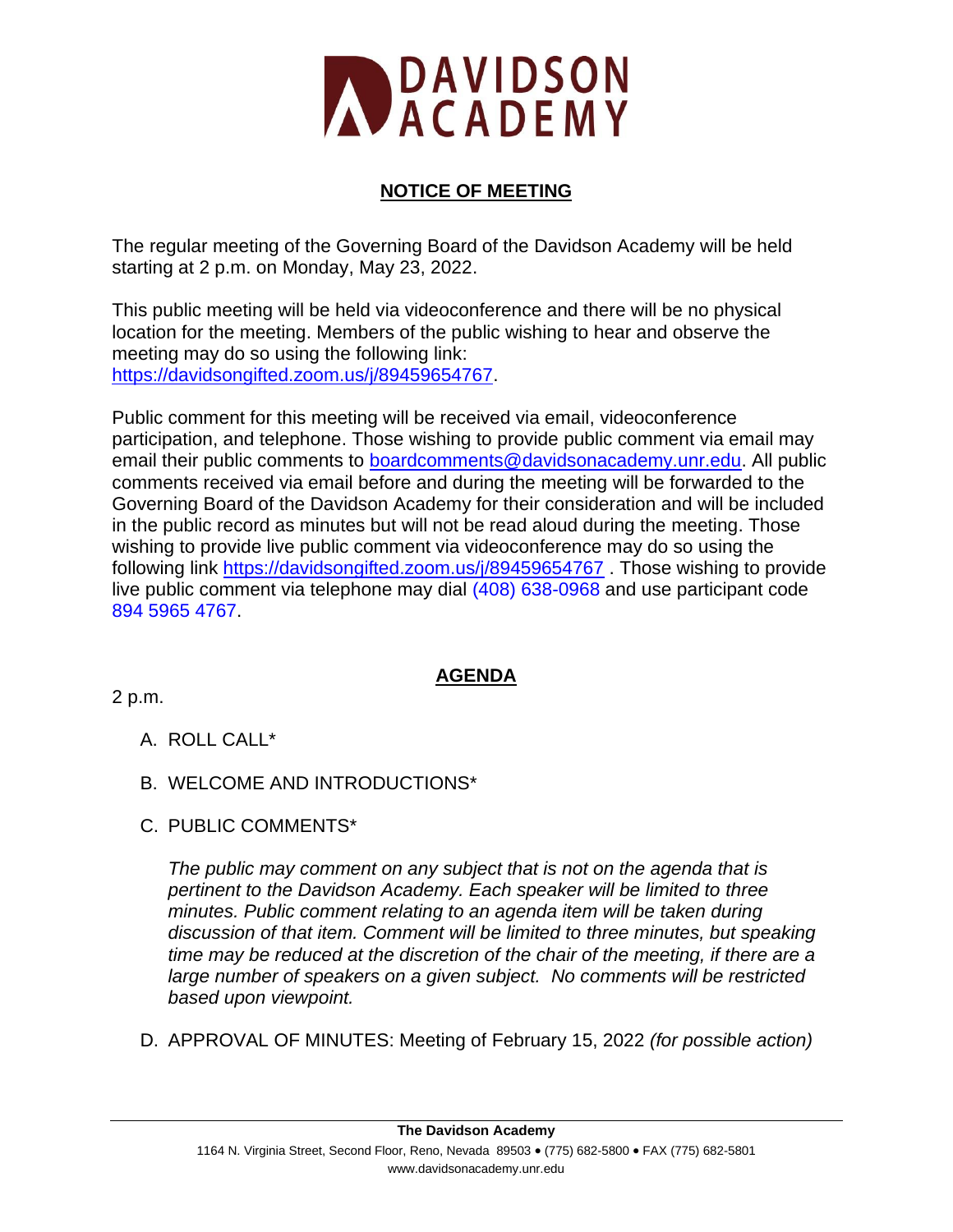# DAVIDSON ACADEMY

## NOTICE OF MEETING

The regular meeting of the Governing Board of the Davidson Academy will be held starting at 2 p.m. on Monday, May 23, 2022.

This public meeting will be held via videoconference and there will be no physical location for the meeting. Members of the public wishing to hear and observe the meeting may do so using the following link: https://davidsongifted.zoom.us/j/89459654767.

Public comment for this meeting will be received via email, videoconference participation, and telephone. Those wishing to provide public comment via email may email their public comments to boardcomments@davidsonacademy.unr.edu. All public comments received via email before and during the meeting will be forwarded to the Governing Board of the Davidson Academy for their consideration and will be included in the public record as minutes but will not be read aloud during the meeting. Those wishing to provide live public comment via videoconference may do so using the following link https://davidsongifted.zoom.us/j/89459654767 . Those wishing to provide live public comment via telephone may dial (408) 638-0968 and use participant code 894 5965 4767.

## AGENDA

2 p.m.

A. ROLL CALL*

B. WELCOME AND INTRODUCTIONS*

C. PUBLIC COMMENTS*

*The public may comment on any subject that is not on the agenda that is pertinent to the Davidson Academy. Each speaker will be limited to three minutes. Public comment relating to an agenda item will be taken during discussion of that item. Comment will be limited to three minutes, but speaking time may be reduced at the discretion of the chair of the meeting, if there are a large number of speakers on a given subject. No comments will be restricted based upon viewpoint.*

D. APPROVAL OF MINUTES: Meeting of February 15, 2022 *(for possible action)*

**The Davidson Academy**
1164 N. Virginia Street, Second Floor, Reno, Nevada 89503 • (775) 682-5800 • FAX (775) 682-5801
www.davidsonacademy.unr.edu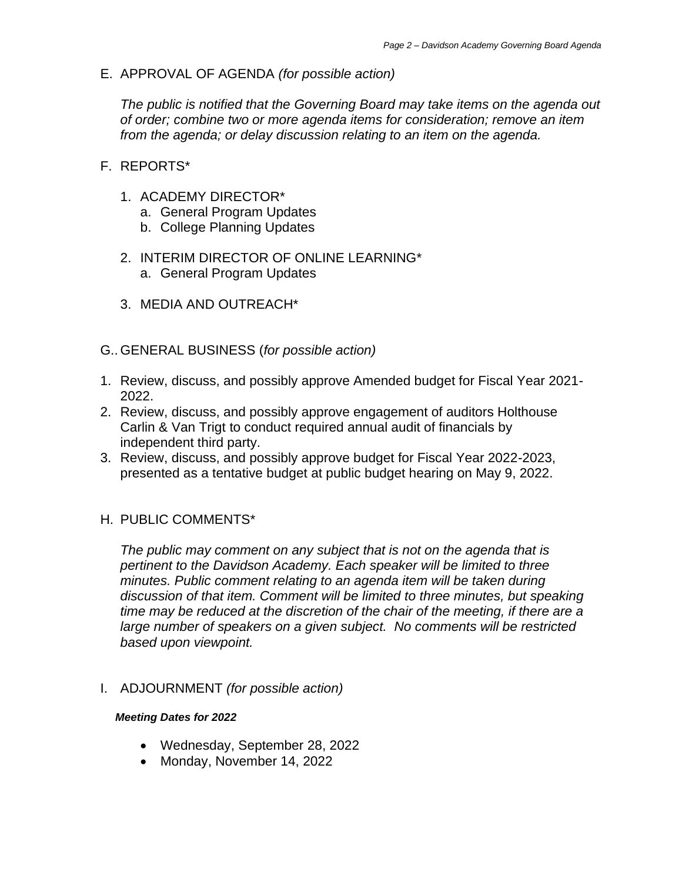E. APPROVAL OF AGENDA *(for possible action)*

*The public is notified that the Governing Board may take items on the agenda out of order; combine two or more agenda items for consideration; remove an item from the agenda; or delay discussion relating to an item on the agenda.*

F. REPORTS*

1. ACADEMY DIRECTOR*
   a. General Program Updates
   b. College Planning Updates

2. INTERIM DIRECTOR OF ONLINE LEARNING*
   a. General Program Updates

3. MEDIA AND OUTREACH*

G.. GENERAL BUSINESS (*for possible action)*

1. Review, discuss, and possibly approve Amended budget for Fiscal Year 2021-2022.
2. Review, discuss, and possibly approve engagement of auditors Holthouse Carlin & Van Trigt to conduct required annual audit of financials by independent third party.
3. Review, discuss, and possibly approve budget for Fiscal Year 2022-2023, presented as a tentative budget at public budget hearing on May 9, 2022.

H. PUBLIC COMMENTS*

*The public may comment on any subject that is not on the agenda that is pertinent to the Davidson Academy. Each speaker will be limited to three minutes. Public comment relating to an agenda item will be taken during discussion of that item. Comment will be limited to three minutes, but speaking time may be reduced at the discretion of the chair of the meeting, if there are a large number of speakers on a given subject. No comments will be restricted based upon viewpoint.*

I. ADJOURNMENT *(for possible action)*

***Meeting Dates for 2022***

- Wednesday, September 28, 2022
- Monday, November 14, 2022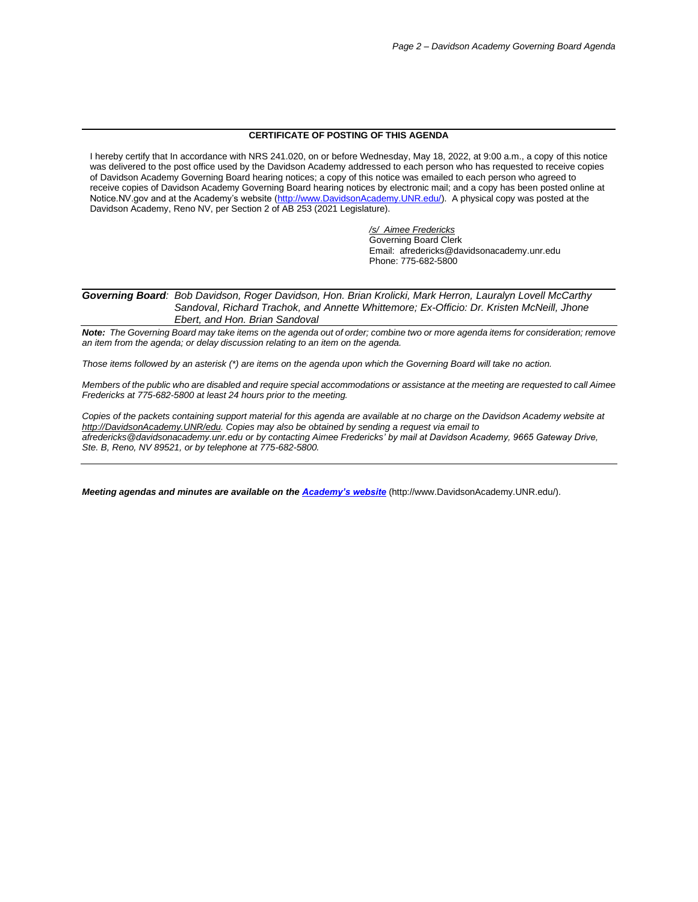**CERTIFICATE OF POSTING OF THIS AGENDA**

I hereby certify that In accordance with NRS 241.020, on or before Wednesday, May 18, 2022, at 9:00 a.m., a copy of this notice was delivered to the post office used by the Davidson Academy addressed to each person who has requested to receive copies of Davidson Academy Governing Board hearing notices; a copy of this notice was emailed to each person who agreed to receive copies of Davidson Academy Governing Board hearing notices by electronic mail; and a copy has been posted online at Notice.NV.gov and at the Academy's website (http://www.DavidsonAcademy.UNR.edu/). A physical copy was posted at the Davidson Academy, Reno NV, per Section 2 of AB 253 (2021 Legislature).

*/s/ Aimee Fredericks*
Governing Board Clerk
Email: afredericks@davidsonacademy.unr.edu
Phone: 775-682-5800

***Governing Board****: Bob Davidson, Roger Davidson, Hon. Brian Krolicki, Mark Herron, Lauralyn Lovell McCarthy Sandoval, Richard Trachok, and Annette Whittemore; Ex-Officio: Dr. Kristen McNeill, Jhone Ebert, and Hon. Brian Sandoval*

***Note:*** *The Governing Board may take items on the agenda out of order; combine two or more agenda items for consideration; remove an item from the agenda; or delay discussion relating to an item on the agenda.*

*Those items followed by an asterisk (*) are items on the agenda upon which the Governing Board will take no action.*

*Members of the public who are disabled and require special accommodations or assistance at the meeting are requested to call Aimee Fredericks at 775-682-5800 at least 24 hours prior to the meeting.*

*Copies of the packets containing support material for this agenda are available at no charge on the Davidson Academy website at http://DavidsonAcademy.UNR/edu. Copies may also be obtained by sending a request via email to afredericks@davidsonacademy.unr.edu or by contacting Aimee Fredericks' by mail at Davidson Academy, 9665 Gateway Drive, Ste. B, Reno, NV 89521, or by telephone at 775-682-5800.*

***Meeting agendas and minutes are available on the Academy's website*** (http://www.DavidsonAcademy.UNR.edu/).